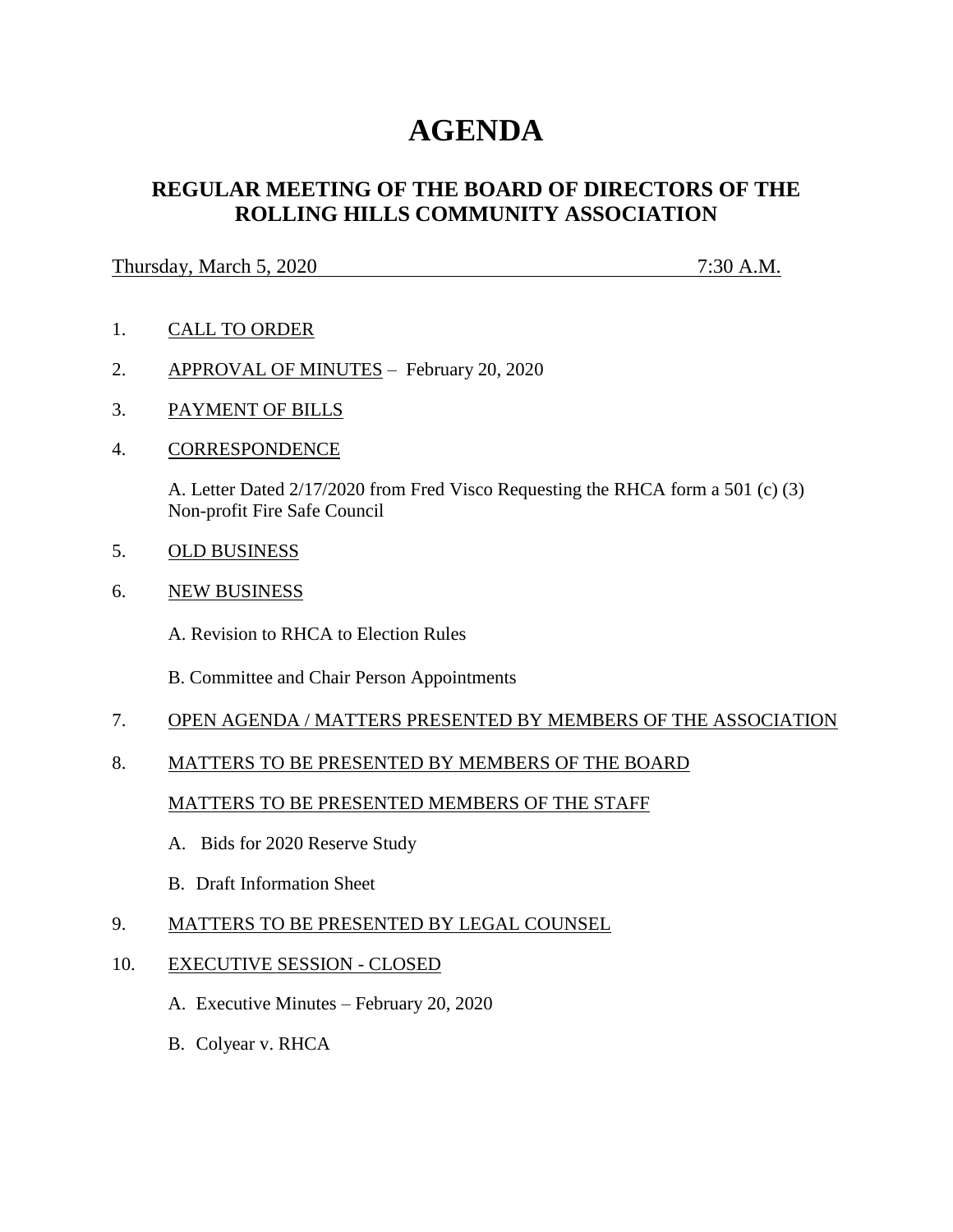# AGENDA

## REGULAR MEETING OF THE BOARD OF DIRECTORS OF THE ROLLING HILLS COMMUNITY ASSOCIATION

Thursday, March 5, 2020 7:30 A.M.

1. CALL TO ORDER

2. APPROVAL OF MINUTES – February 20, 2020

3. PAYMENT OF BILLS

4. CORRESPONDENCE

   A. Letter Dated 2/17/2020 from Fred Visco Requesting the RHCA form a 501 (c) (3) Non-profit Fire Safe Council

5. OLD BUSINESS

6. NEW BUSINESS

   A. Revision to RHCA to Election Rules

   B. Committee and Chair Person Appointments

7. OPEN AGENDA / MATTERS PRESENTED BY MEMBERS OF THE ASSOCIATION

8. MATTERS TO BE PRESENTED BY MEMBERS OF THE BOARD

   MATTERS TO BE PRESENTED MEMBERS OF THE STAFF

   A. Bids for 2020 Reserve Study

   B. Draft Information Sheet

9. MATTERS TO BE PRESENTED BY LEGAL COUNSEL

10. EXECUTIVE SESSION - CLOSED

    A. Executive Minutes – February 20, 2020

    B. Colyear v. RHCA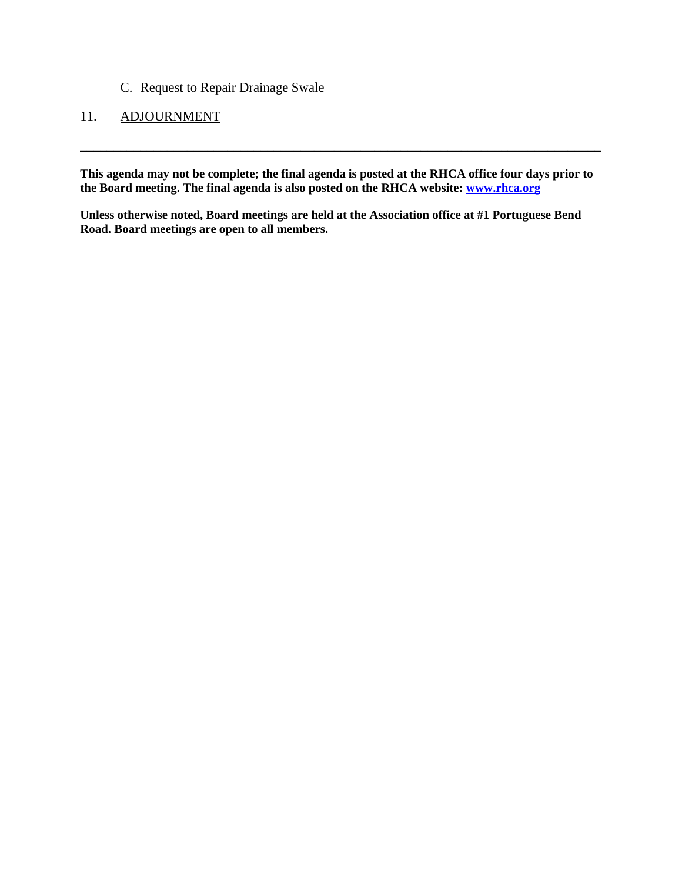C. Request to Repair Drainage Swale

11. ADJOURNMENT

---

**This agenda may not be complete; the final agenda is posted at the RHCA office four days prior to the Board meeting. The final agenda is also posted on the RHCA website: [www.rhca.org](http://www.rhca.org)**

**Unless otherwise noted, Board meetings are held at the Association office at #1 Portuguese Bend Road. Board meetings are open to all members.**